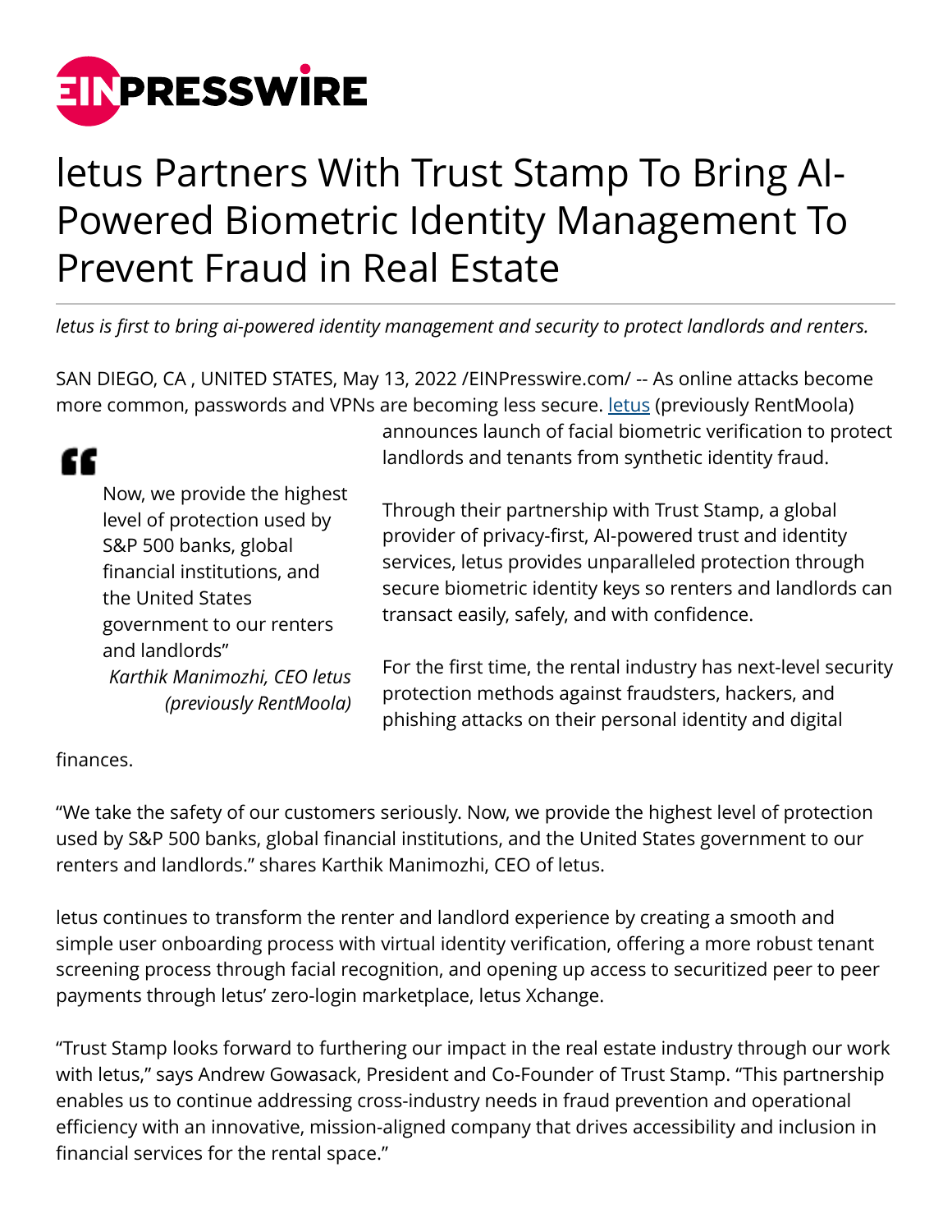# letus Partners With Trust Stamp To Bring AI-Powered Biometric Identity Management To Prevent Fraud in Real Estate

*letus is first to bring ai-powered identity management and security to protect landlords and renters.*

SAN DIEGO, CA , UNITED STATES, May 13, 2022 /EINPresswire.com/ -- As online attacks become more common, passwords and VPNs are becoming less secure. letus (previously RentMoola) announces launch of facial biometric verification to protect landlords and tenants from synthetic identity fraud.

> Now, we provide the highest level of protection used by S&P 500 banks, global financial institutions, and the United States government to our renters and landlords"
>
> *Karthik Manimozhi, CEO letus (previously RentMoola)*

Through their partnership with Trust Stamp, a global provider of privacy-first, AI-powered trust and identity services, letus provides unparalleled protection through secure biometric identity keys so renters and landlords can transact easily, safely, and with confidence.

For the first time, the rental industry has next-level security protection methods against fraudsters, hackers, and phishing attacks on their personal identity and digital finances.

"We take the safety of our customers seriously. Now, we provide the highest level of protection used by S&P 500 banks, global financial institutions, and the United States government to our renters and landlords." shares Karthik Manimozhi, CEO of letus.

letus continues to transform the renter and landlord experience by creating a smooth and simple user onboarding process with virtual identity verification, offering a more robust tenant screening process through facial recognition, and opening up access to securitized peer to peer payments through letus' zero-login marketplace, letus Xchange.

"Trust Stamp looks forward to furthering our impact in the real estate industry through our work with letus," says Andrew Gowasack, President and Co-Founder of Trust Stamp. "This partnership enables us to continue addressing cross-industry needs in fraud prevention and operational efficiency with an innovative, mission-aligned company that drives accessibility and inclusion in financial services for the rental space."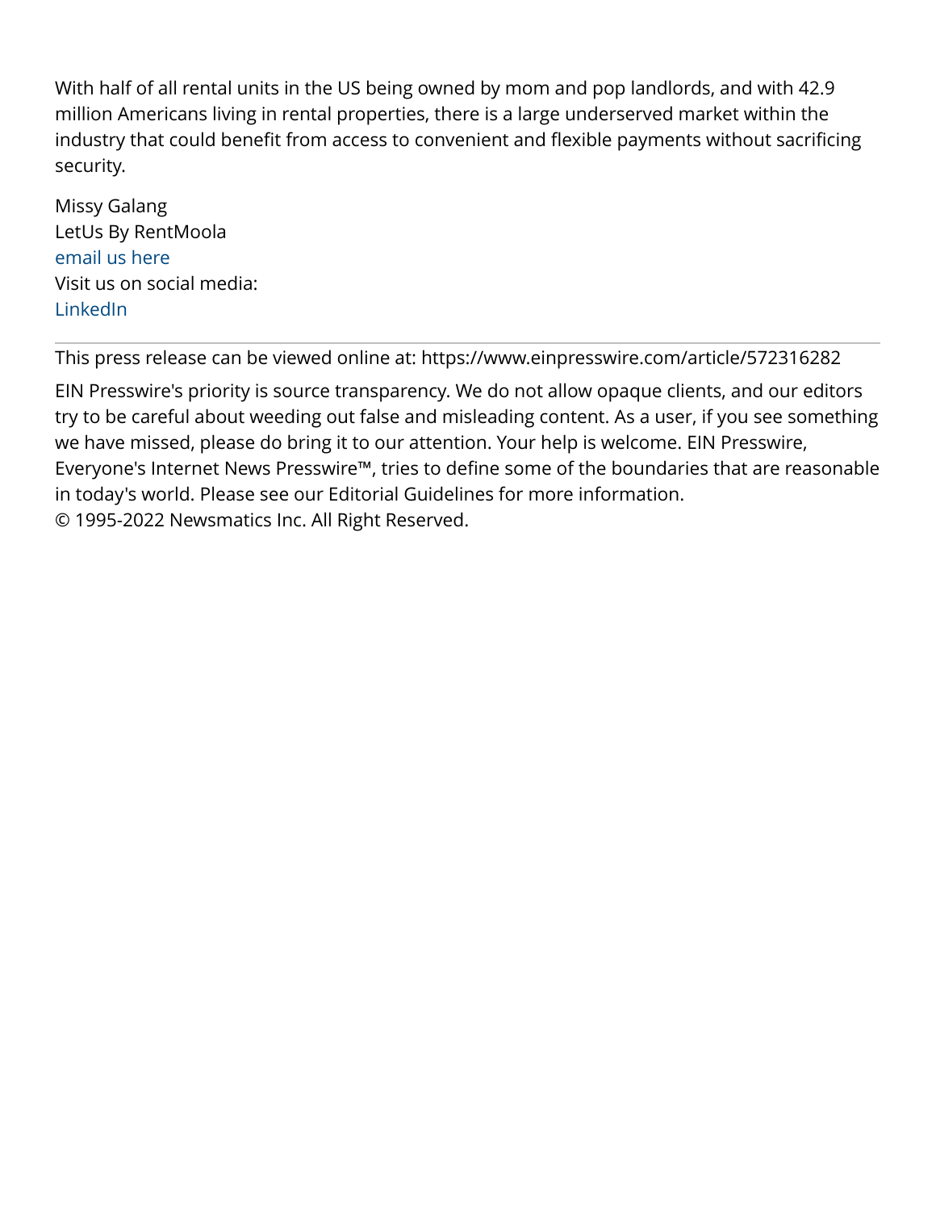With half of all rental units in the US being owned by mom and pop landlords, and with 42.9 million Americans living in rental properties, there is a large underserved market within the industry that could benefit from access to convenient and flexible payments without sacrificing security.

Missy Galang
LetUs By RentMoola
email us here
Visit us on social media:
LinkedIn

---

This press release can be viewed online at: https://www.einpresswire.com/article/572316282

EIN Presswire's priority is source transparency. We do not allow opaque clients, and our editors try to be careful about weeding out false and misleading content. As a user, if you see something we have missed, please do bring it to our attention. Your help is welcome. EIN Presswire, Everyone's Internet News Presswire™, tries to define some of the boundaries that are reasonable in today's world. Please see our Editorial Guidelines for more information.
© 1995-2022 Newsmatics Inc. All Right Reserved.